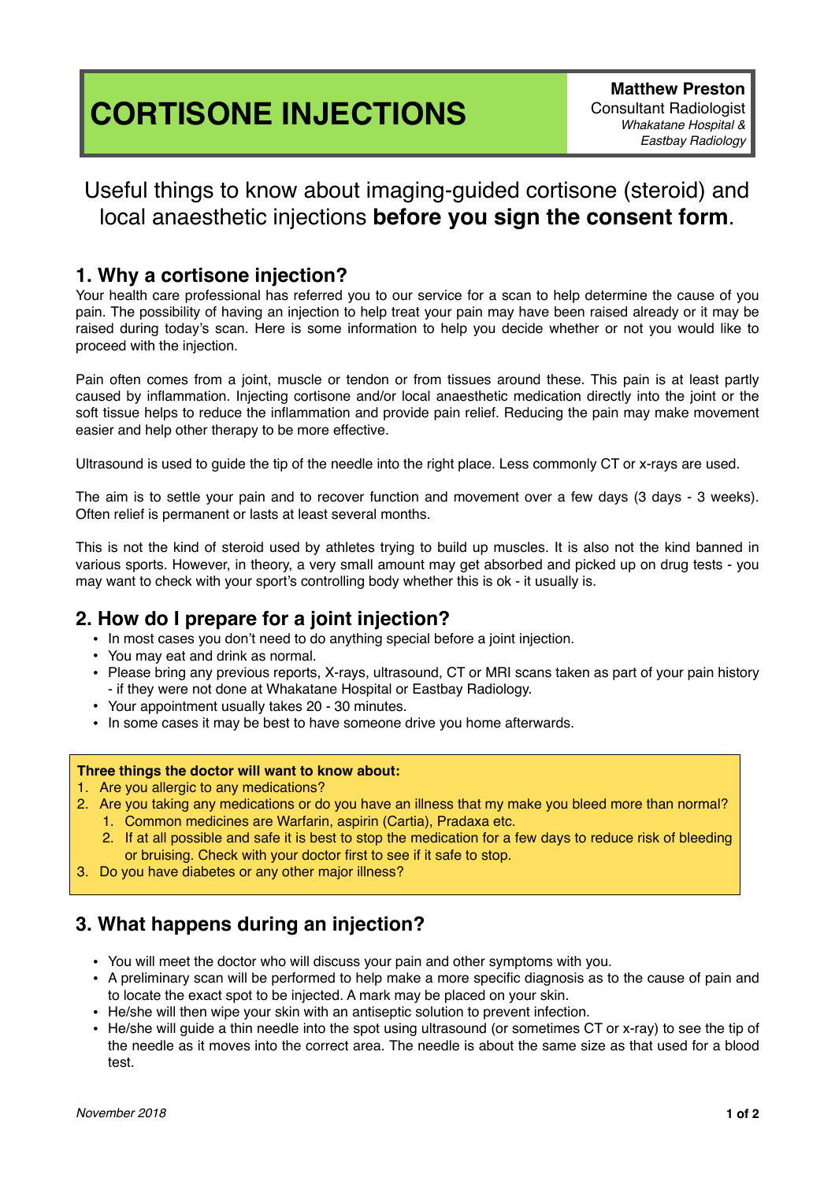# CORTISONE INJECTIONS

**Matthew Preston**
Consultant Radiologist
*Whakatane Hospital & Eastbay Radiology*

Useful things to know about imaging-guided cortisone (steroid) and local anaesthetic injections **before you sign the consent form**.

## 1. Why a cortisone injection?

Your health care professional has referred you to our service for a scan to help determine the cause of you pain. The possibility of having an injection to help treat your pain may have been raised already or it may be raised during today's scan. Here is some information to help you decide whether or not you would like to proceed with the injection.

Pain often comes from a joint, muscle or tendon or from tissues around these. This pain is at least partly caused by inflammation. Injecting cortisone and/or local anaesthetic medication directly into the joint or the soft tissue helps to reduce the inflammation and provide pain relief. Reducing the pain may make movement easier and help other therapy to be more effective.

Ultrasound is used to guide the tip of the needle into the right place. Less commonly CT or x-rays are used.

The aim is to settle your pain and to recover function and movement over a few days (3 days - 3 weeks). Often relief is permanent or lasts at least several months.

This is not the kind of steroid used by athletes trying to build up muscles. It is also not the kind banned in various sports. However, in theory, a very small amount may get absorbed and picked up on drug tests - you may want to check with your sport's controlling body whether this is ok - it usually is.

## 2. How do I prepare for a joint injection?

- In most cases you don't need to do anything special before a joint injection.
- You may eat and drink as normal.
- Please bring any previous reports, X-rays, ultrasound, CT or MRI scans taken as part of your pain history - if they were not done at Whakatane Hospital or Eastbay Radiology.
- Your appointment usually takes 20 - 30 minutes.
- In some cases it may be best to have someone drive you home afterwards.

**Three things the doctor will want to know about:**

1. Are you allergic to any medications?
2. Are you taking any medications or do you have an illness that my make you bleed more than normal?
   1. Common medicines are Warfarin, aspirin (Cartia), Pradaxa etc.
   2. If at all possible and safe it is best to stop the medication for a few days to reduce risk of bleeding or bruising. Check with your doctor first to see if it safe to stop.
3. Do you have diabetes or any other major illness?

## 3. What happens during an injection?

- You will meet the doctor who will discuss your pain and other symptoms with you.
- A preliminary scan will be performed to help make a more specific diagnosis as to the cause of pain and to locate the exact spot to be injected. A mark may be placed on your skin.
- He/she will then wipe your skin with an antiseptic solution to prevent infection.
- He/she will guide a thin needle into the spot using ultrasound (or sometimes CT or x-ray) to see the tip of the needle as it moves into the correct area. The needle is about the same size as that used for a blood test.

*November 2018*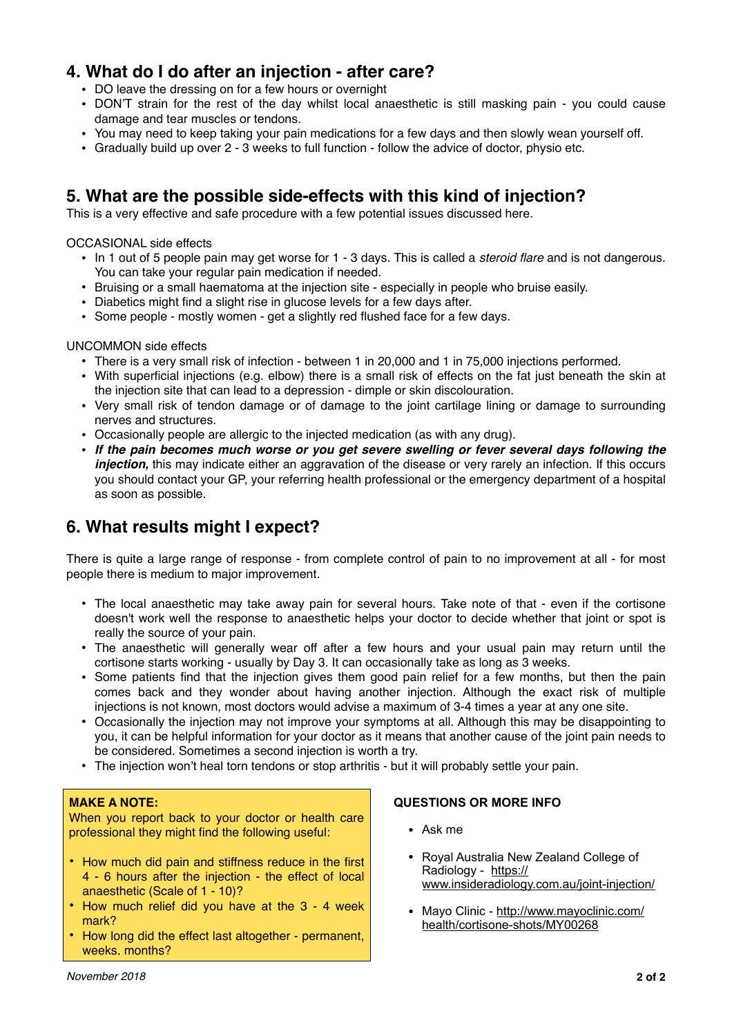## 4. What do I do after an injection - after care?

- DO leave the dressing on for a few hours or overnight
- DON'T strain for the rest of the day whilst local anaesthetic is still masking pain - you could cause damage and tear muscles or tendons.
- You may need to keep taking your pain medications for a few days and then slowly wean yourself off.
- Gradually build up over 2 - 3 weeks to full function - follow the advice of doctor, physio etc.

## 5. What are the possible side-effects with this kind of injection?

This is a very effective and safe procedure with a few potential issues discussed here.

OCCASIONAL side effects

- In 1 out of 5 people pain may get worse for 1 - 3 days. This is called a *steroid flare* and is not dangerous. You can take your regular pain medication if needed.
- Bruising or a small haematoma at the injection site - especially in people who bruise easily.
- Diabetics might find a slight rise in glucose levels for a few days after.
- Some people - mostly women - get a slightly red flushed face for a few days.

UNCOMMON side effects

- There is a very small risk of infection - between 1 in 20,000 and 1 in 75,000 injections performed.
- With superficial injections (e.g. elbow) there is a small risk of effects on the fat just beneath the skin at the injection site that can lead to a depression - dimple or skin discolouration.
- Very small risk of tendon damage or of damage to the joint cartilage lining or damage to surrounding nerves and structures.
- Occasionally people are allergic to the injected medication (as with any drug).
- ***If the pain becomes much worse or you get severe swelling or fever several days following the injection,*** this may indicate either an aggravation of the disease or very rarely an infection. If this occurs you should contact your GP, your referring health professional or the emergency department of a hospital as soon as possible.

## 6. What results might I expect?

There is quite a large range of response - from complete control of pain to no improvement at all - for most people there is medium to major improvement.

- The local anaesthetic may take away pain for several hours. Take note of that - even if the cortisone doesn't work well the response to anaesthetic helps your doctor to decide whether that joint or spot is really the source of your pain.
- The anaesthetic will generally wear off after a few hours and your usual pain may return until the cortisone starts working - usually by Day 3. It can occasionally take as long as 3 weeks.
- Some patients find that the injection gives them good pain relief for a few months, but then the pain comes back and they wonder about having another injection. Although the exact risk of multiple injections is not known, most doctors would advise a maximum of 3-4 times a year at any one site.
- Occasionally the injection may not improve your symptoms at all. Although this may be disappointing to you, it can be helpful information for your doctor as it means that another cause of the joint pain needs to be considered. Sometimes a second injection is worth a try.
- The injection won't heal torn tendons or stop arthritis - but it will probably settle your pain.

**MAKE A NOTE:**

When you report back to your doctor or health care professional they might find the following useful:

- How much did pain and stiffness reduce in the first 4 - 6 hours after the injection - the effect of local anaesthetic (Scale of 1 - 10)?
- How much relief did you have at the 3 - 4 week mark?
- How long did the effect last altogether - permanent, weeks, months?

**QUESTIONS OR MORE INFO**

- Ask me
- Royal Australia New Zealand College of Radiology - https://www.insideradiology.com.au/joint-injection/
- Mayo Clinic - http://www.mayoclinic.com/health/cortisone-shots/MY00268

*November 2018*